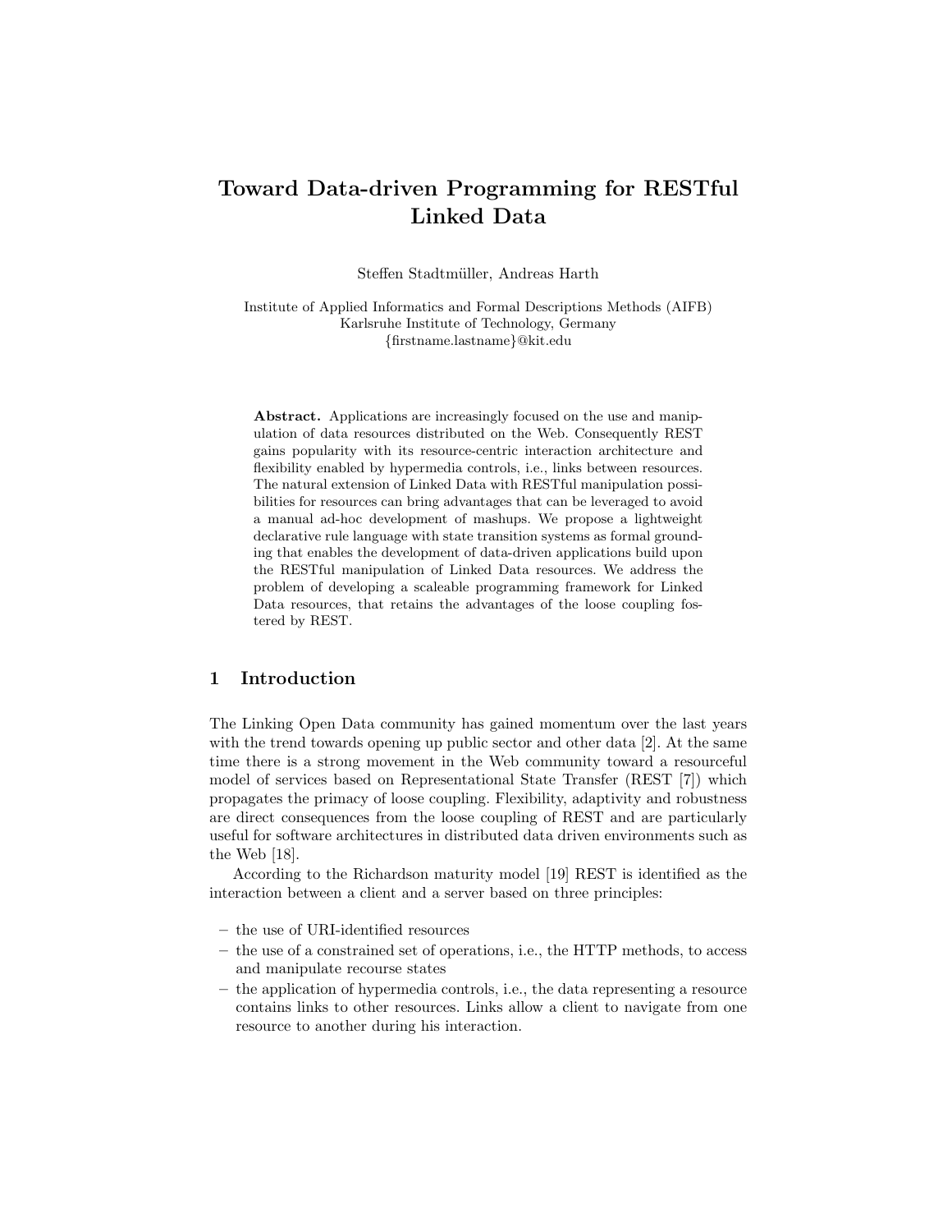# Toward Data-driven Programming for RESTful Linked Data

Steffen Stadtmüller, Andreas Harth

Institute of Applied Informatics and Formal Descriptions Methods (AIFB)
Karlsruhe Institute of Technology, Germany
{firstname.lastname}@kit.edu

**Abstract.** Applications are increasingly focused on the use and manipulation of data resources distributed on the Web. Consequently REST gains popularity with its resource-centric interaction architecture and flexibility enabled by hypermedia controls, i.e., links between resources. The natural extension of Linked Data with RESTful manipulation possibilities for resources can bring advantages that can be leveraged to avoid a manual ad-hoc development of mashups. We propose a lightweight declarative rule language with state transition systems as formal grounding that enables the development of data-driven applications build upon the RESTful manipulation of Linked Data resources. We address the problem of developing a scaleable programming framework for Linked Data resources, that retains the advantages of the loose coupling fostered by REST.

## 1 Introduction

The Linking Open Data community has gained momentum over the last years with the trend towards opening up public sector and other data [2]. At the same time there is a strong movement in the Web community toward a resourceful model of services based on Representational State Transfer (REST [7]) which propagates the primacy of loose coupling. Flexibility, adaptivity and robustness are direct consequences from the loose coupling of REST and are particularly useful for software architectures in distributed data driven environments such as the Web [18].

According to the Richardson maturity model [19] REST is identified as the interaction between a client and a server based on three principles:

- the use of URI-identified resources
- the use of a constrained set of operations, i.e., the HTTP methods, to access and manipulate recourse states
- the application of hypermedia controls, i.e., the data representing a resource contains links to other resources. Links allow a client to navigate from one resource to another during his interaction.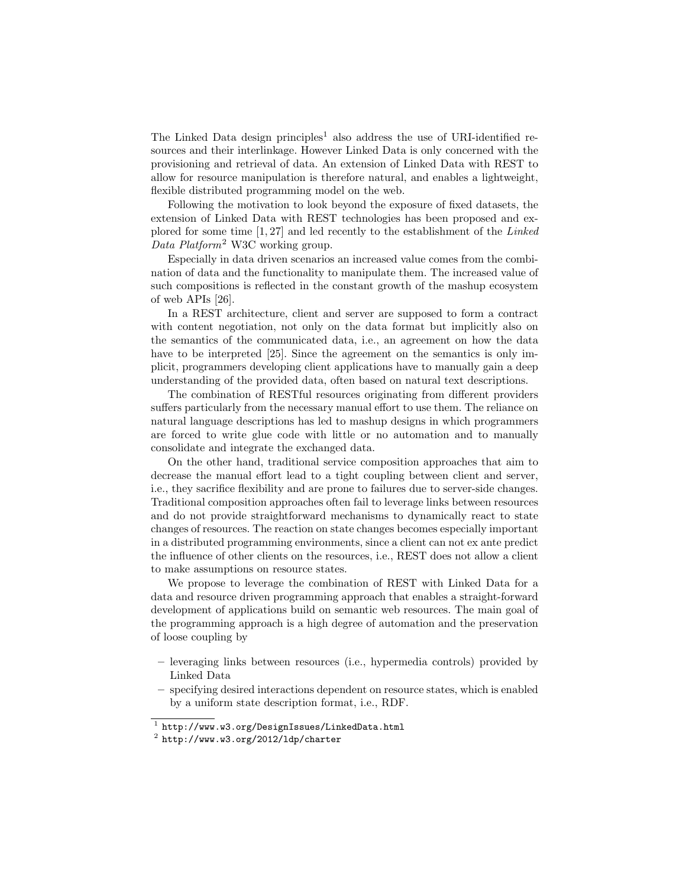The Linked Data design principles[1] also address the use of URI-identified resources and their interlinkage. However Linked Data is only concerned with the provisioning and retrieval of data. An extension of Linked Data with REST to allow for resource manipulation is therefore natural, and enables a lightweight, flexible distributed programming model on the web.

Following the motivation to look beyond the exposure of fixed datasets, the extension of Linked Data with REST technologies has been proposed and explored for some time [1, 27] and led recently to the establishment of the *Linked Data Platform*[2] W3C working group.

Especially in data driven scenarios an increased value comes from the combination of data and the functionality to manipulate them. The increased value of such compositions is reflected in the constant growth of the mashup ecosystem of web APIs [26].

In a REST architecture, client and server are supposed to form a contract with content negotiation, not only on the data format but implicitly also on the semantics of the communicated data, i.e., an agreement on how the data have to be interpreted [25]. Since the agreement on the semantics is only implicit, programmers developing client applications have to manually gain a deep understanding of the provided data, often based on natural text descriptions.

The combination of RESTful resources originating from different providers suffers particularly from the necessary manual effort to use them. The reliance on natural language descriptions has led to mashup designs in which programmers are forced to write glue code with little or no automation and to manually consolidate and integrate the exchanged data.

On the other hand, traditional service composition approaches that aim to decrease the manual effort lead to a tight coupling between client and server, i.e., they sacrifice flexibility and are prone to failures due to server-side changes. Traditional composition approaches often fail to leverage links between resources and do not provide straightforward mechanisms to dynamically react to state changes of resources. The reaction on state changes becomes especially important in a distributed programming environments, since a client can not ex ante predict the influence of other clients on the resources, i.e., REST does not allow a client to make assumptions on resource states.

We propose to leverage the combination of REST with Linked Data for a data and resource driven programming approach that enables a straight-forward development of applications build on semantic web resources. The main goal of the programming approach is a high degree of automation and the preservation of loose coupling by

– leveraging links between resources (i.e., hypermedia controls) provided by Linked Data
– specifying desired interactions dependent on resource states, which is enabled by a uniform state description format, i.e., RDF.

[1] http://www.w3.org/DesignIssues/LinkedData.html

[2] http://www.w3.org/2012/ldp/charter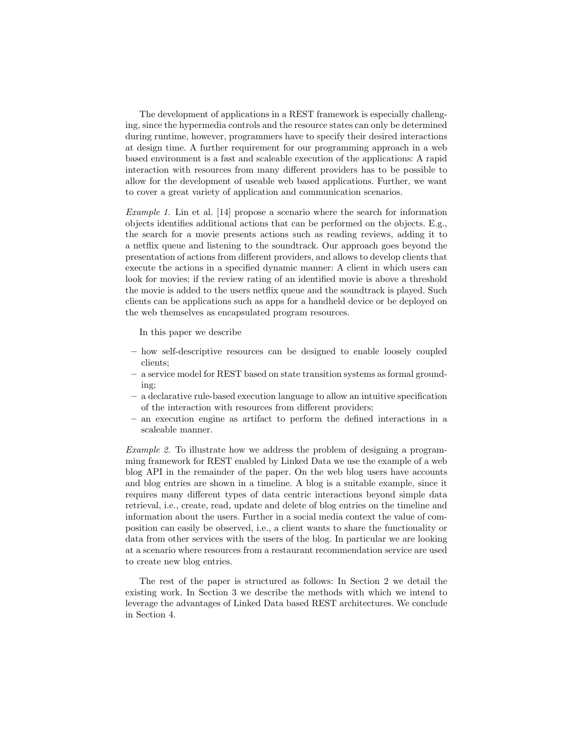The development of applications in a REST framework is especially challenging, since the hypermedia controls and the resource states can only be determined during runtime, however, programmers have to specify their desired interactions at design time. A further requirement for our programming approach in a web based environment is a fast and scaleable execution of the applications: A rapid interaction with resources from many different providers has to be possible to allow for the development of useable web based applications. Further, we want to cover a great variety of application and communication scenarios.

*Example 1.* Lin et al. [14] propose a scenario where the search for information objects identifies additional actions that can be performed on the objects. E.g., the search for a movie presents actions such as reading reviews, adding it to a netflix queue and listening to the soundtrack. Our approach goes beyond the presentation of actions from different providers, and allows to develop clients that execute the actions in a specified dynamic manner: A client in which users can look for movies; if the review rating of an identified movie is above a threshold the movie is added to the users netflix queue and the soundtrack is played. Such clients can be applications such as apps for a handheld device or be deployed on the web themselves as encapsulated program resources.

In this paper we describe

- how self-descriptive resources can be designed to enable loosely coupled clients;
- a service model for REST based on state transition systems as formal grounding;
- a declarative rule-based execution language to allow an intuitive specification of the interaction with resources from different providers;
- an execution engine as artifact to perform the defined interactions in a scaleable manner.

*Example 2.* To illustrate how we address the problem of designing a programming framework for REST enabled by Linked Data we use the example of a web blog API in the remainder of the paper. On the web blog users have accounts and blog entries are shown in a timeline. A blog is a suitable example, since it requires many different types of data centric interactions beyond simple data retrieval, i.e., create, read, update and delete of blog entries on the timeline and information about the users. Further in a social media context the value of composition can easily be observed, i.e., a client wants to share the functionality or data from other services with the users of the blog. In particular we are looking at a scenario where resources from a restaurant recommendation service are used to create new blog entries.

The rest of the paper is structured as follows: In Section 2 we detail the existing work. In Section 3 we describe the methods with which we intend to leverage the advantages of Linked Data based REST architectures. We conclude in Section 4.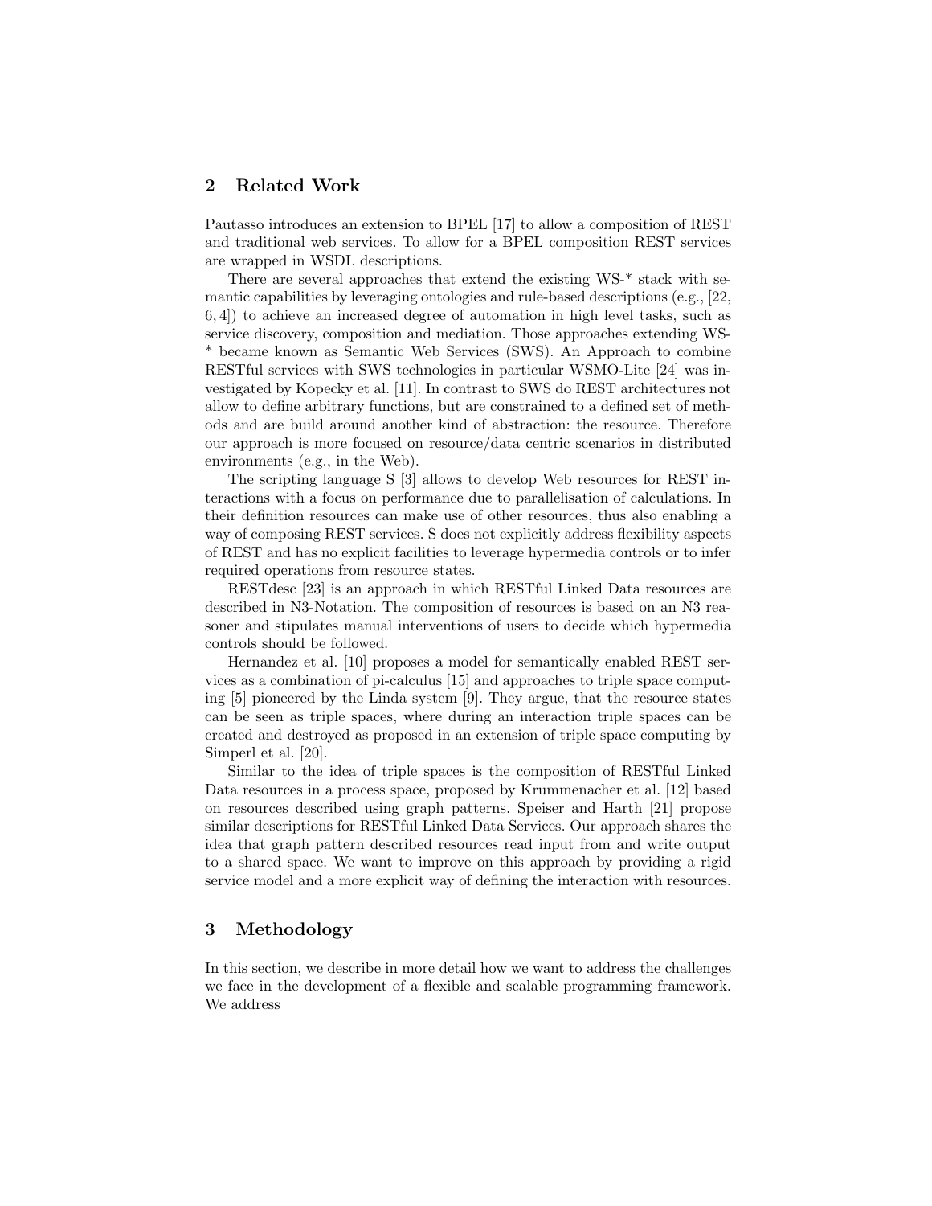## 2 Related Work

Pautasso introduces an extension to BPEL [17] to allow a composition of REST and traditional web services. To allow for a BPEL composition REST services are wrapped in WSDL descriptions.

There are several approaches that extend the existing WS-* stack with semantic capabilities by leveraging ontologies and rule-based descriptions (e.g., [22, 6, 4]) to achieve an increased degree of automation in high level tasks, such as service discovery, composition and mediation. Those approaches extending WS-* became known as Semantic Web Services (SWS). An Approach to combine RESTful services with SWS technologies in particular WSMO-Lite [24] was investigated by Kopecky et al. [11]. In contrast to SWS do REST architectures not allow to define arbitrary functions, but are constrained to a defined set of methods and are build around another kind of abstraction: the resource. Therefore our approach is more focused on resource/data centric scenarios in distributed environments (e.g., in the Web).

The scripting language S [3] allows to develop Web resources for REST interactions with a focus on performance due to parallelisation of calculations. In their definition resources can make use of other resources, thus also enabling a way of composing REST services. S does not explicitly address flexibility aspects of REST and has no explicit facilities to leverage hypermedia controls or to infer required operations from resource states.

RESTdesc [23] is an approach in which RESTful Linked Data resources are described in N3-Notation. The composition of resources is based on an N3 reasoner and stipulates manual interventions of users to decide which hypermedia controls should be followed.

Hernandez et al. [10] proposes a model for semantically enabled REST services as a combination of pi-calculus [15] and approaches to triple space computing [5] pioneered by the Linda system [9]. They argue, that the resource states can be seen as triple spaces, where during an interaction triple spaces can be created and destroyed as proposed in an extension of triple space computing by Simperl et al. [20].

Similar to the idea of triple spaces is the composition of RESTful Linked Data resources in a process space, proposed by Krummenacher et al. [12] based on resources described using graph patterns. Speiser and Harth [21] propose similar descriptions for RESTful Linked Data Services. Our approach shares the idea that graph pattern described resources read input from and write output to a shared space. We want to improve on this approach by providing a rigid service model and a more explicit way of defining the interaction with resources.

## 3 Methodology

In this section, we describe in more detail how we want to address the challenges we face in the development of a flexible and scalable programming framework. We address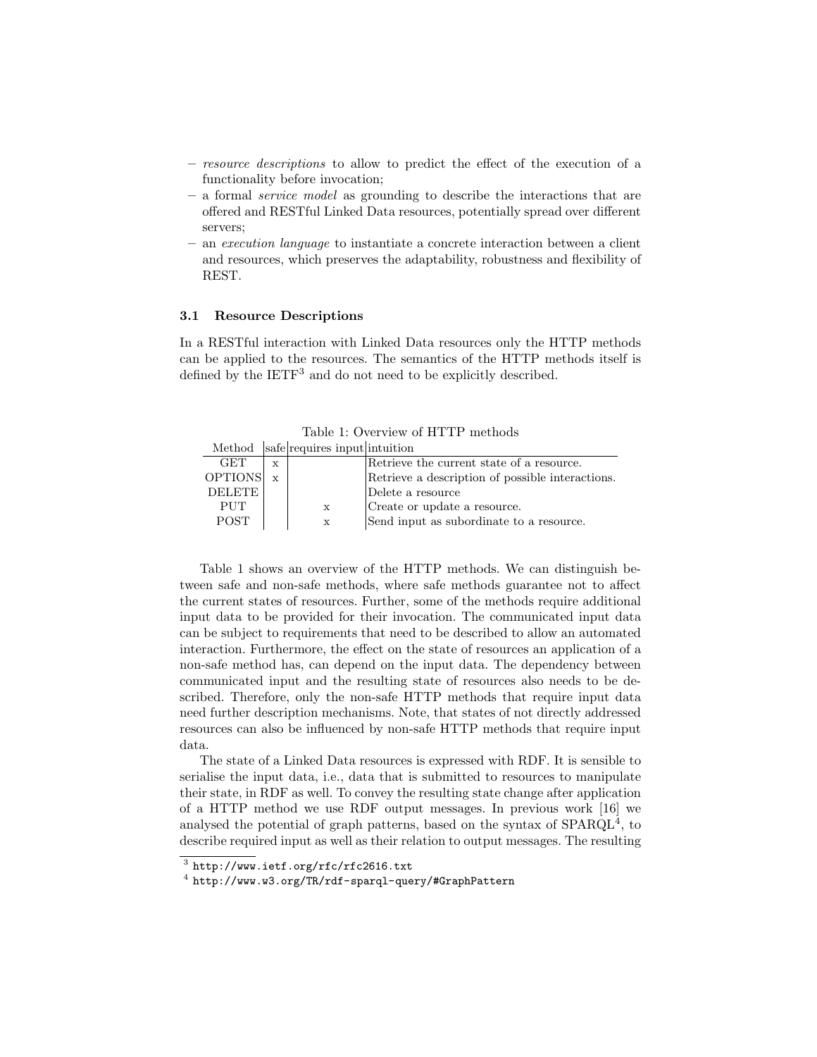- *resource descriptions* to allow to predict the effect of the execution of a functionality before invocation;
- a formal *service model* as grounding to describe the interactions that are offered and RESTful Linked Data resources, potentially spread over different servers;
- an *execution language* to instantiate a concrete interaction between a client and resources, which preserves the adaptability, robustness and flexibility of REST.

### 3.1 Resource Descriptions

In a RESTful interaction with Linked Data resources only the HTTP methods can be applied to the resources. The semantics of the HTTP methods itself is defined by the IETF[3] and do not need to be explicitly described.

Table 1: Overview of HTTP methods

| Method | safe | requires input | intuition |
|---|---|---|---|
| GET | x | | Retrieve the current state of a resource. |
| OPTIONS | x | | Retrieve a description of possible interactions. |
| DELETE | | | Delete a resource |
| PUT | | x | Create or update a resource. |
| POST | | x | Send input as subordinate to a resource. |

Table 1 shows an overview of the HTTP methods. We can distinguish between safe and non-safe methods, where safe methods guarantee not to affect the current states of resources. Further, some of the methods require additional input data to be provided for their invocation. The communicated input data can be subject to requirements that need to be described to allow an automated interaction. Furthermore, the effect on the state of resources an application of a non-safe method has, can depend on the input data. The dependency between communicated input and the resulting state of resources also needs to be described. Therefore, only the non-safe HTTP methods that require input data need further description mechanisms. Note, that states of not directly addressed resources can also be influenced by non-safe HTTP methods that require input data.

The state of a Linked Data resources is expressed with RDF. It is sensible to serialise the input data, i.e., data that is submitted to resources to manipulate their state, in RDF as well. To convey the resulting state change after application of a HTTP method we use RDF output messages. In previous work [16] we analysed the potential of graph patterns, based on the syntax of SPARQL[4], to describe required input as well as their relation to output messages. The resulting

[3] http://www.ietf.org/rfc/rfc2616.txt

[4] http://www.w3.org/TR/rdf-sparql-query/#GraphPattern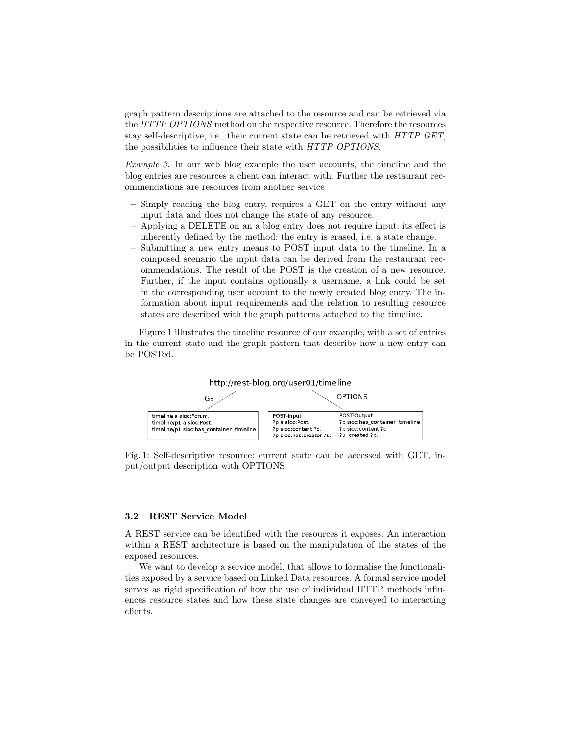graph pattern descriptions are attached to the resource and can be retrieved via the *HTTP OPTIONS* method on the respective resource. Therefore the resources stay self-descriptive, i.e., their current state can be retrieved with *HTTP GET*, the possibilities to influence their state with *HTTP OPTIONS*.

*Example 3.* In our web blog example the user accounts, the timeline and the blog entries are resources a client can interact with. Further the restaurant recommendations are resources from another service

- Simply reading the blog entry, requires a GET on the entry without any input data and does not change the state of any resource.
- Applying a DELETE on an a blog entry does not require input; its effect is inherently defined by the method: the entry is erased, i.e. a state change.
- Submitting a new entry means to POST input data to the timeline. In a composed scenario the input data can be derived from the restaurant recommendations. The result of the POST is the creation of a new resource. Further, if the input contains optionally a username, a link could be set in the corresponding user account to the newly created blog entry. The information about input requirements and the relation to resulting resource states are described with the graph patterns attached to the timeline.

Figure 1 illustrates the timeline resource of our example, with a set of entries in the current state and the graph pattern that describe how a new entry can be POSTed.

http://rest-blog.org/user01/timeline

GET

```
:timeline a sioc:Forum.
:timeline/p1 a sioc:Post.
:timeline/p1 sioc:has_container :timeline.
  ...
```

OPTIONS

| POST-Input | POST-Output |
|---|---|
| ?p a sioc:Post. | ?p sioc:has_container :timeline. |
| ?p sioc:content ?c. | ?p sioc:content ?c. |
| ?p sioc:has:creator ?u. | ?u :created ?p. |

Fig. 1: Self-descriptive resource: current state can be accessed with GET, input/output description with OPTIONS

### 3.2 REST Service Model

A REST service can be identified with the resources it exposes. An interaction within a REST architecture is based on the manipulation of the states of the exposed resources.

We want to develop a service model, that allows to formalise the functionalities exposed by a service based on Linked Data resources. A formal service model serves as rigid specification of how the use of individual HTTP methods influences resource states and how these state changes are conveyed to interacting clients.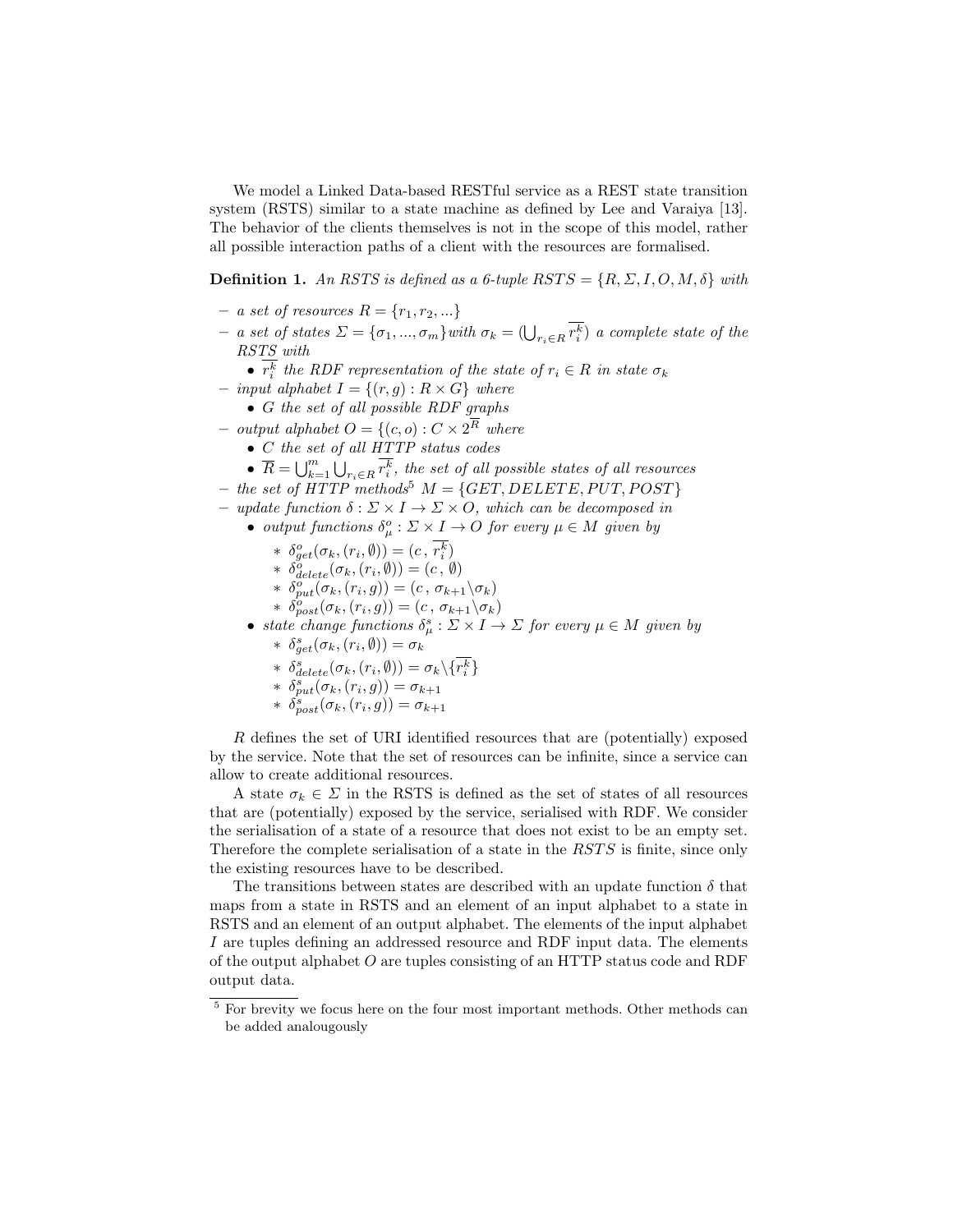We model a Linked Data-based RESTful service as a REST state transition system (RSTS) similar to a state machine as defined by Lee and Varaiya [13]. The behavior of the clients themselves is not in the scope of this model, rather all possible interaction paths of a client with the resources are formalised.

**Definition 1.** *An RSTS is defined as a 6-tuple $RSTS = \{R, \Sigma, I, O, M, \delta\}$ with*

- *a set of resources $R = \{r_1, r_2, ...\}$*
- *a set of states $\Sigma = \{\sigma_1, ..., \sigma_m\}$ with $\sigma_k = (\bigcup_{r_i \in R} \overline{r_i^k})$ a complete state of the RSTS with*
  - *$\overline{r_i^k}$ the RDF representation of the state of $r_i \in R$ in state $\sigma_k$*
- *input alphabet $I = \{(r, g) : R \times G\}$ where*
  - *$G$ the set of all possible RDF graphs*
- *output alphabet $O = \{(c, o) : C \times 2^{\overline{R}}$ where*
  - *$C$ the set of all HTTP status codes*
  - *$\overline{R} = \bigcup_{k=1}^{m} \bigcup_{r_i \in R} \overline{r_i^k}$, the set of all possible states of all resources*
- *the set of HTTP methods[5] $M = \{GET, DELETE, PUT, POST\}$*
- *update function $\delta : \Sigma \times I \rightarrow \Sigma \times O$, which can be decomposed in*
  - *output functions $\delta_\mu^o : \Sigma \times I \rightarrow O$ for every $\mu \in M$ given by*
    - $\delta_{get}^o(\sigma_k, (r_i, \emptyset)) = (c\,,\, \overline{r_i^k})$
    - $\delta_{delete}^o(\sigma_k, (r_i, \emptyset)) = (c\,,\, \emptyset)$
    - $\delta_{put}^o(\sigma_k, (r_i, g)) = (c\,,\, \sigma_{k+1} \backslash \sigma_k)$
    - $\delta_{post}^o(\sigma_k, (r_i, g)) = (c\,,\, \sigma_{k+1} \backslash \sigma_k)$
  - *state change functions $\delta_\mu^s : \Sigma \times I \rightarrow \Sigma$ for every $\mu \in M$ given by*
    - $\delta_{get}^s(\sigma_k, (r_i, \emptyset)) = \sigma_k$
    - $\delta_{delete}^s(\sigma_k, (r_i, \emptyset)) = \sigma_k \backslash \{\overline{r_i^k}\}$
    - $\delta_{put}^s(\sigma_k, (r_i, g)) = \sigma_{k+1}$
    - $\delta_{post}^s(\sigma_k, (r_i, g)) = \sigma_{k+1}$

$R$ defines the set of URI identified resources that are (potentially) exposed by the service. Note that the set of resources can be infinite, since a service can allow to create additional resources.

A state $\sigma_k \in \Sigma$ in the RSTS is defined as the set of states of all resources that are (potentially) exposed by the service, serialised with RDF. We consider the serialisation of a state of a resource that does not exist to be an empty set. Therefore the complete serialisation of a state in the $RSTS$ is finite, since only the existing resources have to be described.

The transitions between states are described with an update function $\delta$ that maps from a state in RSTS and an element of an input alphabet to a state in RSTS and an element of an output alphabet. The elements of the input alphabet $I$ are tuples defining an addressed resource and RDF input data. The elements of the output alphabet $O$ are tuples consisting of an HTTP status code and RDF output data.

[5] For brevity we focus here on the four most important methods. Other methods can be added analougously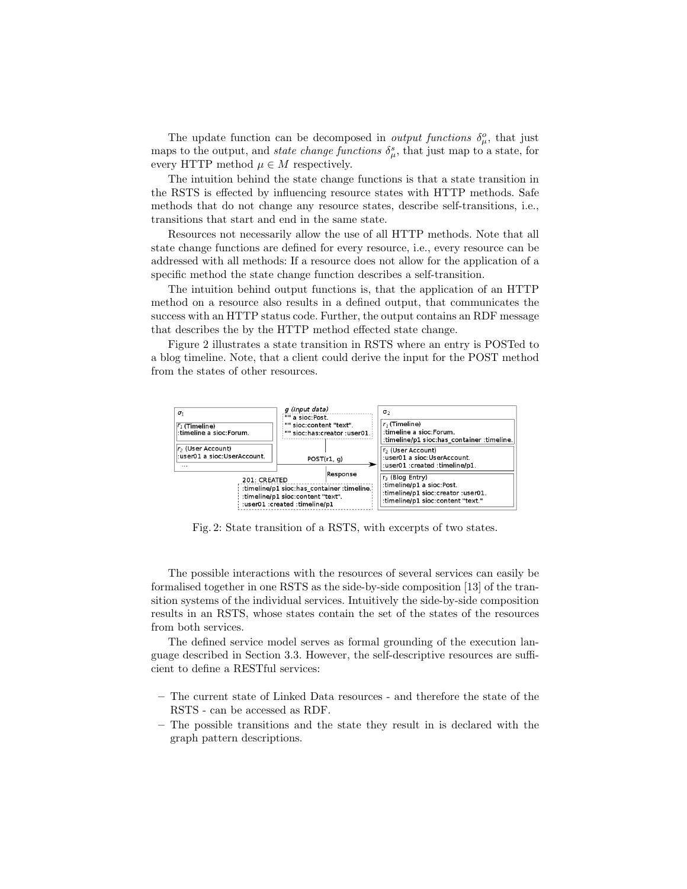The update function can be decomposed in *output functions* $\delta^o_\mu$, that just maps to the output, and *state change functions* $\delta^s_\mu$, that just map to a state, for every HTTP method $\mu \in M$ respectively.

The intuition behind the state change functions is that a state transition in the RSTS is effected by influencing resource states with HTTP methods. Safe methods that do not change any resource states, describe self-transitions, i.e., transitions that start and end in the same state.

Resources not necessarily allow the use of all HTTP methods. Note that all state change functions are defined for every resource, i.e., every resource can be addressed with all methods: If a resource does not allow for the application of a specific method the state change function describes a self-transition.

The intuition behind output functions is, that the application of an HTTP method on a resource also results in a defined output, that communicates the success with an HTTP status code. Further, the output contains an RDF message that describes the by the HTTP method effected state change.

Figure 2 illustrates a state transition in RSTS where an entry is POSTed to a blog timeline. Note, that a client could derive the input for the POST method from the states of other resources.

Fig. 2: State transition of a RSTS, with excerpts of two states.

The possible interactions with the resources of several services can easily be formalised together in one RSTS as the side-by-side composition [13] of the transition systems of the individual services. Intuitively the side-by-side composition results in an RSTS, whose states contain the set of the states of the resources from both services.

The defined service model serves as formal grounding of the execution language described in Section 3.3. However, the self-descriptive resources are sufficient to define a RESTful services:

- The current state of Linked Data resources - and therefore the state of the RSTS - can be accessed as RDF.
- The possible transitions and the state they result in is declared with the graph pattern descriptions.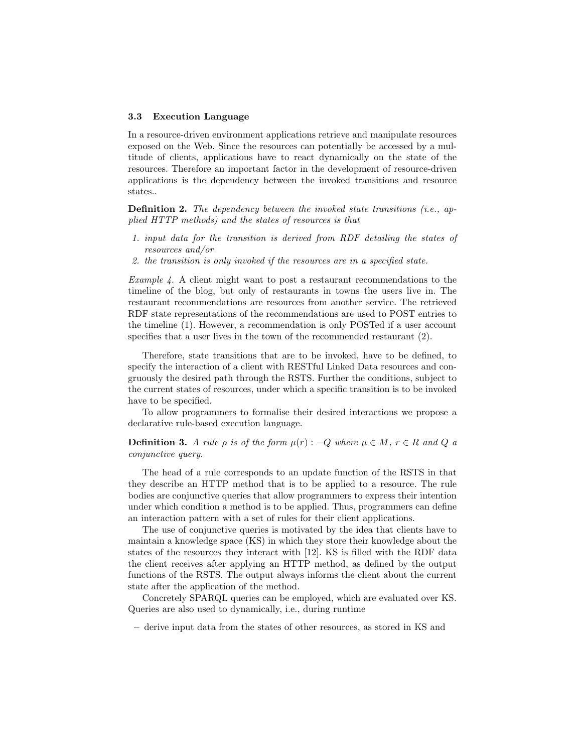### 3.3 Execution Language

In a resource-driven environment applications retrieve and manipulate resources exposed on the Web. Since the resources can potentially be accessed by a multitude of clients, applications have to react dynamically on the state of the resources. Therefore an important factor in the development of resource-driven applications is the dependency between the invoked transitions and resource states..

**Definition 2.** *The dependency between the invoked state transitions (i.e., applied HTTP methods) and the states of resources is that*

1. *input data for the transition is derived from RDF detailing the states of resources and/or*
2. *the transition is only invoked if the resources are in a specified state.*

*Example 4.* A client might want to post a restaurant recommendations to the timeline of the blog, but only of restaurants in towns the users live in. The restaurant recommendations are resources from another service. The retrieved RDF state representations of the recommendations are used to POST entries to the timeline (1). However, a recommendation is only POSTed if a user account specifies that a user lives in the town of the recommended restaurant (2).

Therefore, state transitions that are to be invoked, have to be defined, to specify the interaction of a client with RESTful Linked Data resources and congruously the desired path through the RSTS. Further the conditions, subject to the current states of resources, under which a specific transition is to be invoked have to be specified.

To allow programmers to formalise their desired interactions we propose a declarative rule-based execution language.

**Definition 3.** *A rule $\rho$ is of the form $\mu(r) : -Q$ where $\mu \in M$, $r \in R$ and $Q$ a conjunctive query.*

The head of a rule corresponds to an update function of the RSTS in that they describe an HTTP method that is to be applied to a resource. The rule bodies are conjunctive queries that allow programmers to express their intention under which condition a method is to be applied. Thus, programmers can define an interaction pattern with a set of rules for their client applications.

The use of conjunctive queries is motivated by the idea that clients have to maintain a knowledge space (KS) in which they store their knowledge about the states of the resources they interact with [12]. KS is filled with the RDF data the client receives after applying an HTTP method, as defined by the output functions of the RSTS. The output always informs the client about the current state after the application of the method.

Concretely SPARQL queries can be employed, which are evaluated over KS. Queries are also used to dynamically, i.e., during runtime

- derive input data from the states of other resources, as stored in KS and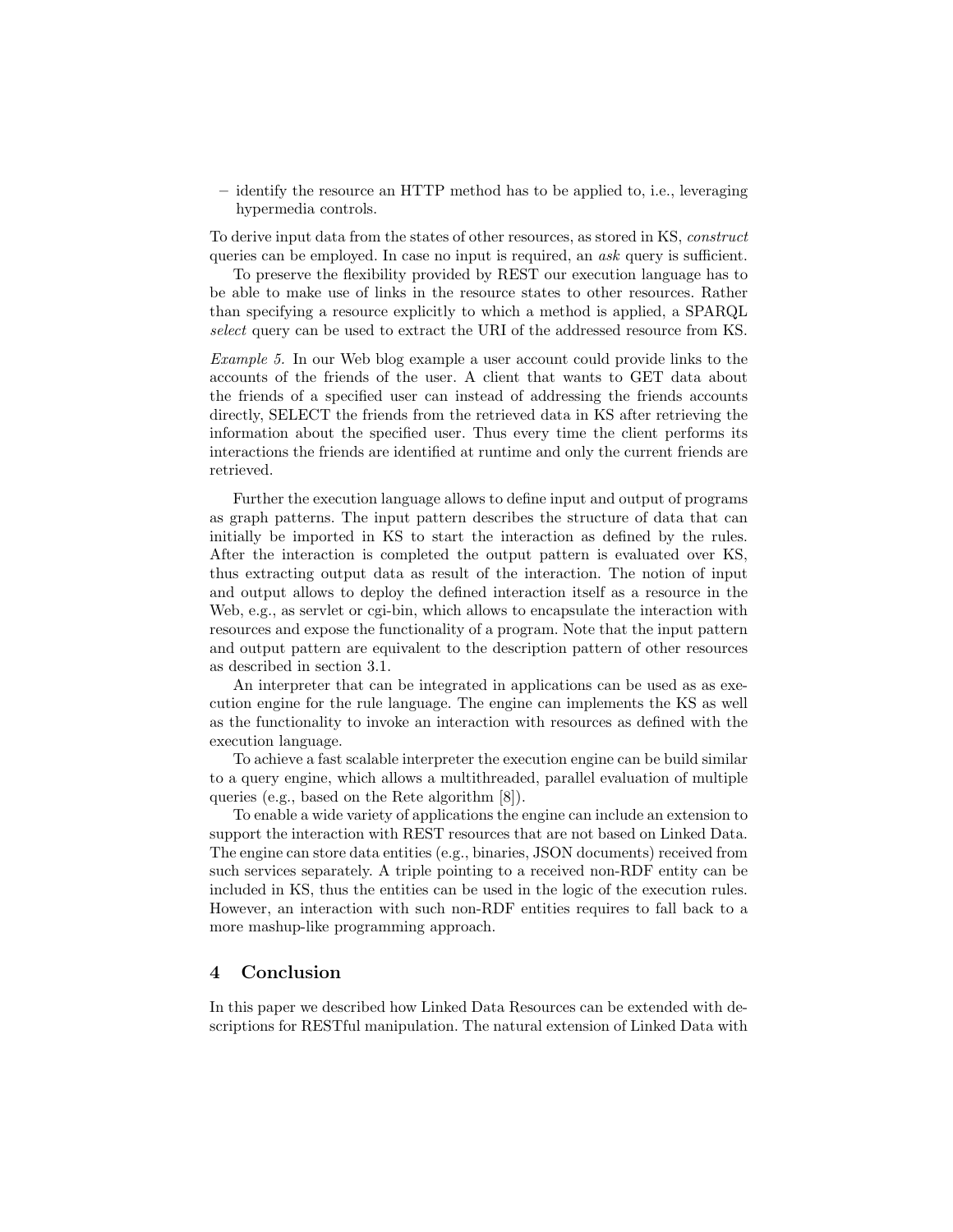– identify the resource an HTTP method has to be applied to, i.e., leveraging hypermedia controls.

To derive input data from the states of other resources, as stored in KS, *construct* queries can be employed. In case no input is required, an *ask* query is sufficient.

To preserve the flexibility provided by REST our execution language has to be able to make use of links in the resource states to other resources. Rather than specifying a resource explicitly to which a method is applied, a SPARQL *select* query can be used to extract the URI of the addressed resource from KS.

*Example 5.* In our Web blog example a user account could provide links to the accounts of the friends of the user. A client that wants to GET data about the friends of a specified user can instead of addressing the friends accounts directly, SELECT the friends from the retrieved data in KS after retrieving the information about the specified user. Thus every time the client performs its interactions the friends are identified at runtime and only the current friends are retrieved.

Further the execution language allows to define input and output of programs as graph patterns. The input pattern describes the structure of data that can initially be imported in KS to start the interaction as defined by the rules. After the interaction is completed the output pattern is evaluated over KS, thus extracting output data as result of the interaction. The notion of input and output allows to deploy the defined interaction itself as a resource in the Web, e.g., as servlet or cgi-bin, which allows to encapsulate the interaction with resources and expose the functionality of a program. Note that the input pattern and output pattern are equivalent to the description pattern of other resources as described in section 3.1.

An interpreter that can be integrated in applications can be used as as execution engine for the rule language. The engine can implements the KS as well as the functionality to invoke an interaction with resources as defined with the execution language.

To achieve a fast scalable interpreter the execution engine can be build similar to a query engine, which allows a multithreaded, parallel evaluation of multiple queries (e.g., based on the Rete algorithm [8]).

To enable a wide variety of applications the engine can include an extension to support the interaction with REST resources that are not based on Linked Data. The engine can store data entities (e.g., binaries, JSON documents) received from such services separately. A triple pointing to a received non-RDF entity can be included in KS, thus the entities can be used in the logic of the execution rules. However, an interaction with such non-RDF entities requires to fall back to a more mashup-like programming approach.

## 4 Conclusion

In this paper we described how Linked Data Resources can be extended with descriptions for RESTful manipulation. The natural extension of Linked Data with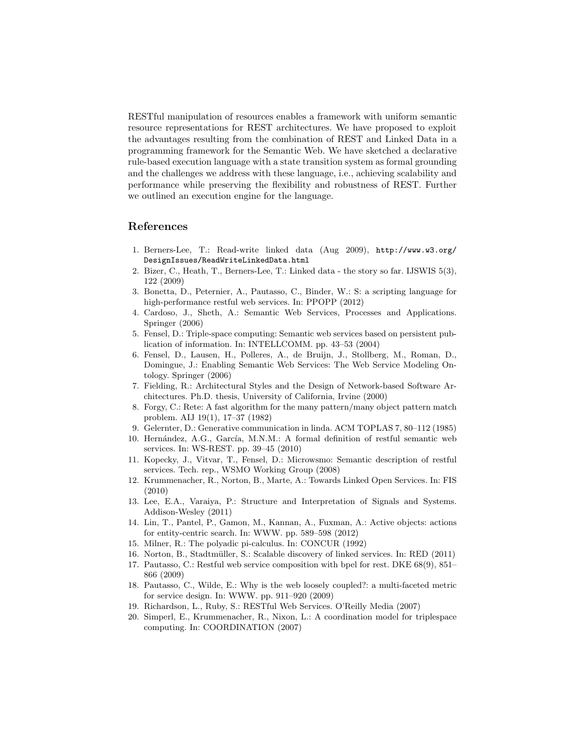RESTful manipulation of resources enables a framework with uniform semantic resource representations for REST architectures. We have proposed to exploit the advantages resulting from the combination of REST and Linked Data in a programming framework for the Semantic Web. We have sketched a declarative rule-based execution language with a state transition system as formal grounding and the challenges we address with these language, i.e., achieving scalability and performance while preserving the flexibility and robustness of REST. Further we outlined an execution engine for the language.

## References

1. Berners-Lee, T.: Read-write linked data (Aug 2009), http://www.w3.org/DesignIssues/ReadWriteLinkedData.html
2. Bizer, C., Heath, T., Berners-Lee, T.: Linked data - the story so far. IJSWIS 5(3), 122 (2009)
3. Bonetta, D., Peternier, A., Pautasso, C., Binder, W.: S: a scripting language for high-performance restful web services. In: PPOPP (2012)
4. Cardoso, J., Sheth, A.: Semantic Web Services, Processes and Applications. Springer (2006)
5. Fensel, D.: Triple-space computing: Semantic web services based on persistent publication of information. In: INTELLCOMM. pp. 43–53 (2004)
6. Fensel, D., Lausen, H., Polleres, A., de Bruijn, J., Stollberg, M., Roman, D., Domingue, J.: Enabling Semantic Web Services: The Web Service Modeling Ontology. Springer (2006)
7. Fielding, R.: Architectural Styles and the Design of Network-based Software Architectures. Ph.D. thesis, University of California, Irvine (2000)
8. Forgy, C.: Rete: A fast algorithm for the many pattern/many object pattern match problem. AIJ 19(1), 17–37 (1982)
9. Gelernter, D.: Generative communication in linda. ACM TOPLAS 7, 80–112 (1985)
10. Hernández, A.G., García, M.N.M.: A formal definition of restful semantic web services. In: WS-REST. pp. 39–45 (2010)
11. Kopecky, J., Vitvar, T., Fensel, D.: Microwsmo: Semantic description of restful services. Tech. rep., WSMO Working Group (2008)
12. Krummenacher, R., Norton, B., Marte, A.: Towards Linked Open Services. In: FIS (2010)
13. Lee, E.A., Varaiya, P.: Structure and Interpretation of Signals and Systems. Addison-Wesley (2011)
14. Lin, T., Pantel, P., Gamon, M., Kannan, A., Fuxman, A.: Active objects: actions for entity-centric search. In: WWW. pp. 589–598 (2012)
15. Milner, R.: The polyadic pi-calculus. In: CONCUR (1992)
16. Norton, B., Stadtmüller, S.: Scalable discovery of linked services. In: RED (2011)
17. Pautasso, C.: Restful web service composition with bpel for rest. DKE 68(9), 851–866 (2009)
18. Pautasso, C., Wilde, E.: Why is the web loosely coupled?: a multi-faceted metric for service design. In: WWW. pp. 911–920 (2009)
19. Richardson, L., Ruby, S.: RESTful Web Services. O'Reilly Media (2007)
20. Simperl, E., Krummenacher, R., Nixon, L.: A coordination model for triplespace computing. In: COORDINATION (2007)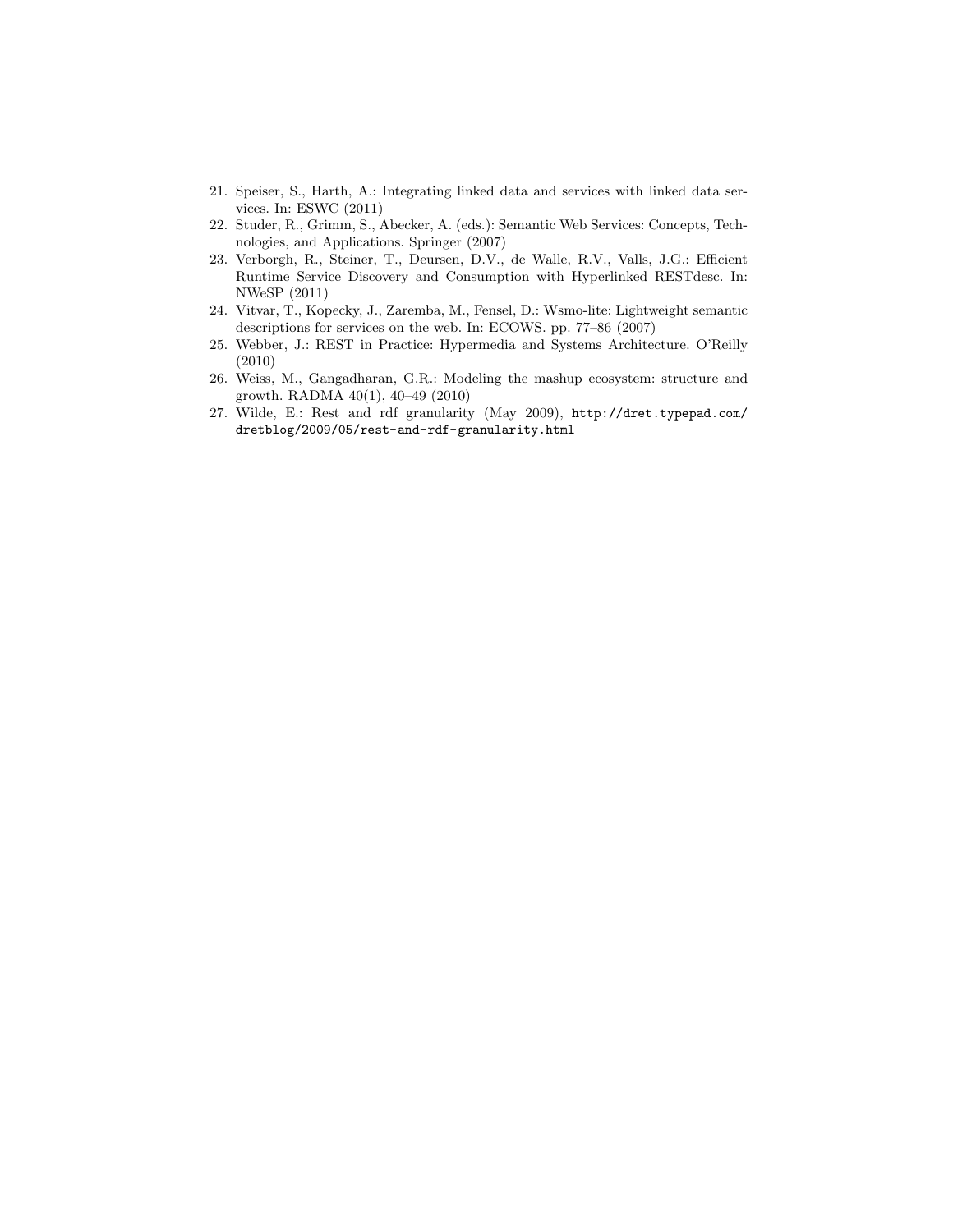21. Speiser, S., Harth, A.: Integrating linked data and services with linked data services. In: ESWC (2011)
22. Studer, R., Grimm, S., Abecker, A. (eds.): Semantic Web Services: Concepts, Technologies, and Applications. Springer (2007)
23. Verborgh, R., Steiner, T., Deursen, D.V., de Walle, R.V., Valls, J.G.: Efficient Runtime Service Discovery and Consumption with Hyperlinked RESTdesc. In: NWeSP (2011)
24. Vitvar, T., Kopecky, J., Zaremba, M., Fensel, D.: Wsmo-lite: Lightweight semantic descriptions for services on the web. In: ECOWS. pp. 77–86 (2007)
25. Webber, J.: REST in Practice: Hypermedia and Systems Architecture. O'Reilly (2010)
26. Weiss, M., Gangadharan, G.R.: Modeling the mashup ecosystem: structure and growth. RADMA 40(1), 40–49 (2010)
27. Wilde, E.: Rest and rdf granularity (May 2009), `http://dret.typepad.com/dretblog/2009/05/rest-and-rdf-granularity.html`